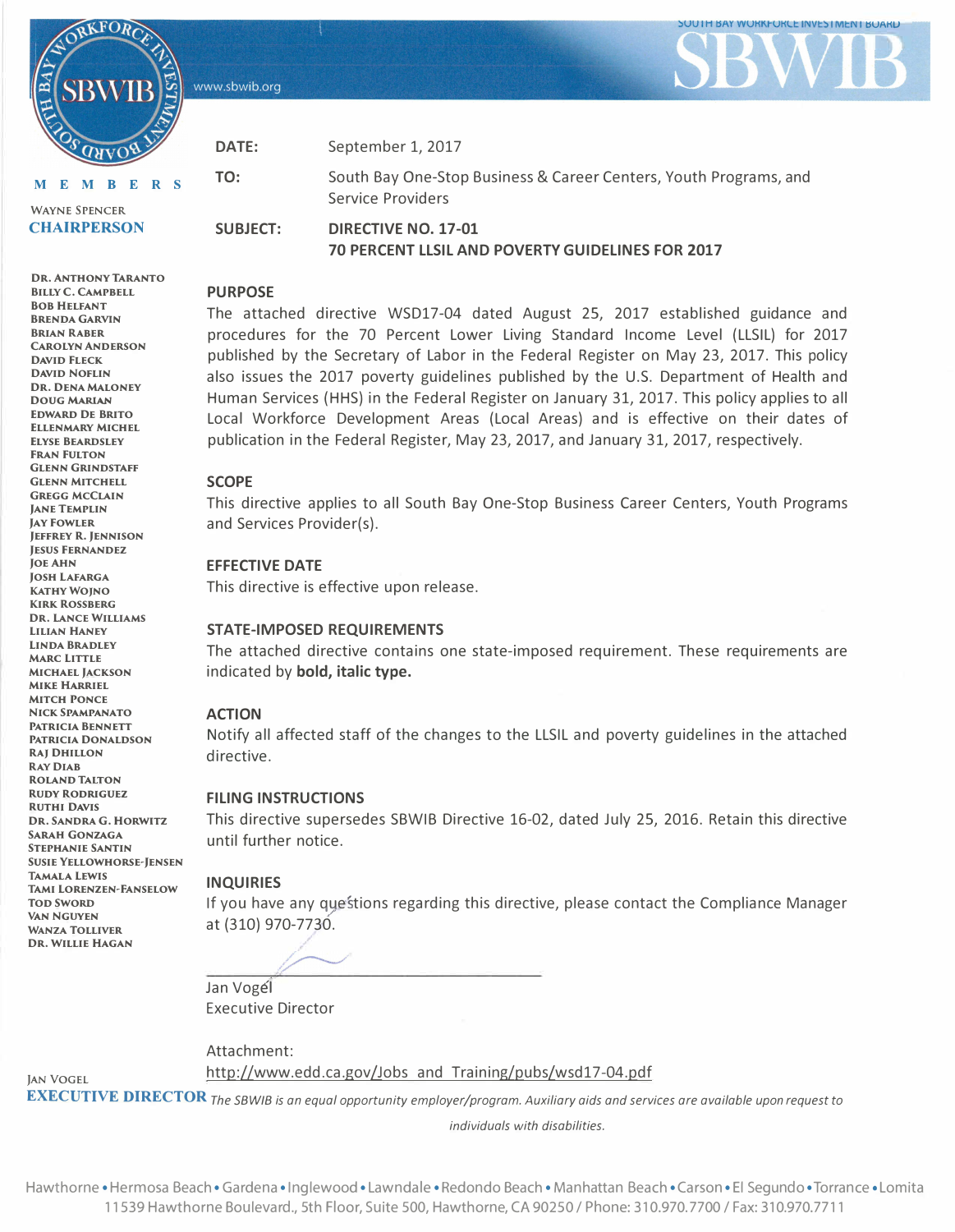SOUTH BAY WORKFORCE INVESTMENT BOARD

SBWIB

www.sbwib.org

**MEMBERS**

WAYNE SPENCER
**CHAIRPERSON**

DR. ANTHONY TARANTO
BILLY C. CAMPBELL
BOB HELFANT
BRENDA GARVIN
BRIAN RABER
CAROLYN ANDERSON
DAVID FLECK
DAVID NOFLIN
DR. DENA MALONEY
DOUG MARIAN
EDWARD DE BRITO
ELLENMARY MICHEL
ELYSE BEARDSLEY
FRAN FULTON
GLENN GRINDSTAFF
GLENN MITCHELL
GREGG MCCLAIN
JANE TEMPLIN
JAY FOWLER
JEFFREY R. JENNISON
JESUS FERNANDEZ
JOE AHN
JOSH LAFARGA
KATHY WOJNO
KIRK ROSSBERG
DR. LANCE WILLIAMS
LILIAN HANEY
LINDA BRADLEY
MARC LITTLE
MICHAEL JACKSON
MIKE HARRIEL
MITCH PONCE
NICK SPAMPANATO
PATRICIA BENNETT
PATRICIA DONALDSON
RAJ DHILLON
RAY DIAB
ROLAND TALTON
RUDY RODRIGUEZ
RUTHI DAVIS
DR. SANDRA G. HORWITZ
SARAH GONZAGA
STEPHANIE SANTIN
SUSIE YELLOWHORSE-JENSEN
TAMALA LEWIS
TAMI LORENZEN-FANSELOW
TOD SWORD
VAN NGUYEN
WANZA TOLLIVER
DR. WILLIE HAGAN

JAN VOGEL
**EXECUTIVE DIRECTOR**

**DATE:** September 1, 2017

**TO:** South Bay One-Stop Business & Career Centers, Youth Programs, and Service Providers

**SUBJECT:** **DIRECTIVE NO. 17-01**
**70 PERCENT LLSIL AND POVERTY GUIDELINES FOR 2017**

## PURPOSE

The attached directive WSD17-04 dated August 25, 2017 established guidance and procedures for the 70 Percent Lower Living Standard Income Level (LLSIL) for 2017 published by the Secretary of Labor in the Federal Register on May 23, 2017. This policy also issues the 2017 poverty guidelines published by the U.S. Department of Health and Human Services (HHS) in the Federal Register on January 31, 2017. This policy applies to all Local Workforce Development Areas (Local Areas) and is effective on their dates of publication in the Federal Register, May 23, 2017, and January 31, 2017, respectively.

## SCOPE

This directive applies to all South Bay One-Stop Business Career Centers, Youth Programs and Services Provider(s).

## EFFECTIVE DATE

This directive is effective upon release.

## STATE-IMPOSED REQUIREMENTS

The attached directive contains one state-imposed requirement. These requirements are indicated by **bold, italic type.**

## ACTION

Notify all affected staff of the changes to the LLSIL and poverty guidelines in the attached directive.

## FILING INSTRUCTIONS

This directive supersedes SBWIB Directive 16-02, dated July 25, 2016. Retain this directive until further notice.

## INQUIRIES

If you have any questions regarding this directive, please contact the Compliance Manager at (310) 970-7730.

Jan Vogel
Executive Director

Attachment:
http://www.edd.ca.gov/Jobs_and_Training/pubs/wsd17-04.pdf

*The SBWIB is an equal opportunity employer/program. Auxiliary aids and services are available upon request to individuals with disabilities.*

Hawthorne • Hermosa Beach • Gardena • Inglewood • Lawndale • Redondo Beach • Manhattan Beach • Carson • El Segundo • Torrance • Lomita
11539 Hawthorne Boulevard., 5th Floor, Suite 500, Hawthorne, CA 90250 / Phone: 310.970.7700 / Fax: 310.970.7711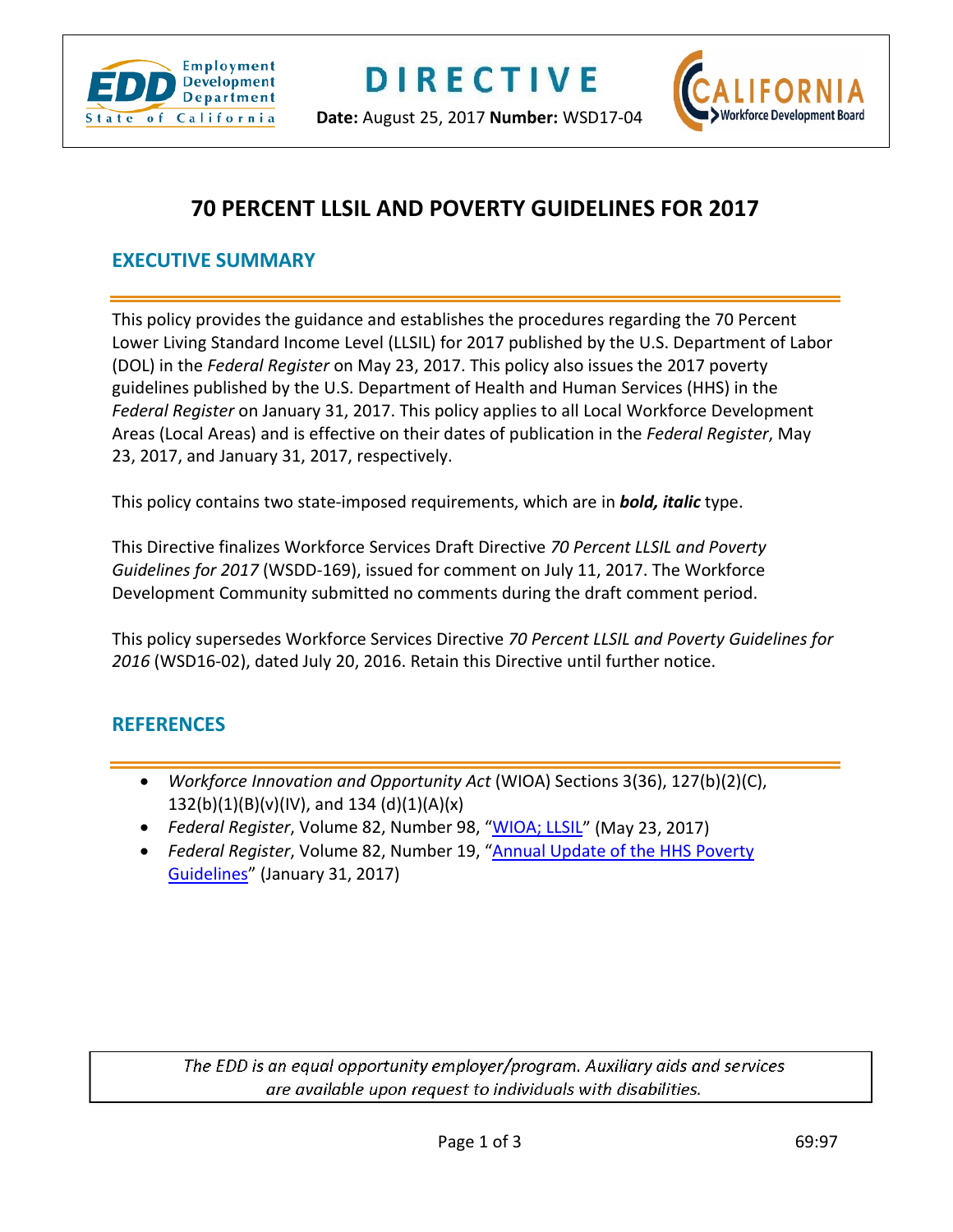# DIRECTIVE

**Date:** August 25, 2017 **Number:** WSD17-04

# 70 PERCENT LLSIL AND POVERTY GUIDELINES FOR 2017

## EXECUTIVE SUMMARY

This policy provides the guidance and establishes the procedures regarding the 70 Percent Lower Living Standard Income Level (LLSIL) for 2017 published by the U.S. Department of Labor (DOL) in the *Federal Register* on May 23, 2017. This policy also issues the 2017 poverty guidelines published by the U.S. Department of Health and Human Services (HHS) in the *Federal Register* on January 31, 2017. This policy applies to all Local Workforce Development Areas (Local Areas) and is effective on their dates of publication in the *Federal Register*, May 23, 2017, and January 31, 2017, respectively.

This policy contains two state-imposed requirements, which are in ***bold, italic*** type.

This Directive finalizes Workforce Services Draft Directive *70 Percent LLSIL and Poverty Guidelines for 2017* (WSDD-169), issued for comment on July 11, 2017. The Workforce Development Community submitted no comments during the draft comment period.

This policy supersedes Workforce Services Directive *70 Percent LLSIL and Poverty Guidelines for 2016* (WSD16-02), dated July 20, 2016. Retain this Directive until further notice.

## REFERENCES

- *Workforce Innovation and Opportunity Act* (WIOA) Sections 3(36), 127(b)(2)(C), 132(b)(1)(B)(v)(IV), and 134 (d)(1)(A)(x)
- *Federal Register*, Volume 82, Number 98, "WIOA; LLSIL" (May 23, 2017)
- *Federal Register*, Volume 82, Number 19, "Annual Update of the HHS Poverty Guidelines" (January 31, 2017)

*The EDD is an equal opportunity employer/program. Auxiliary aids and services are available upon request to individuals with disabilities.*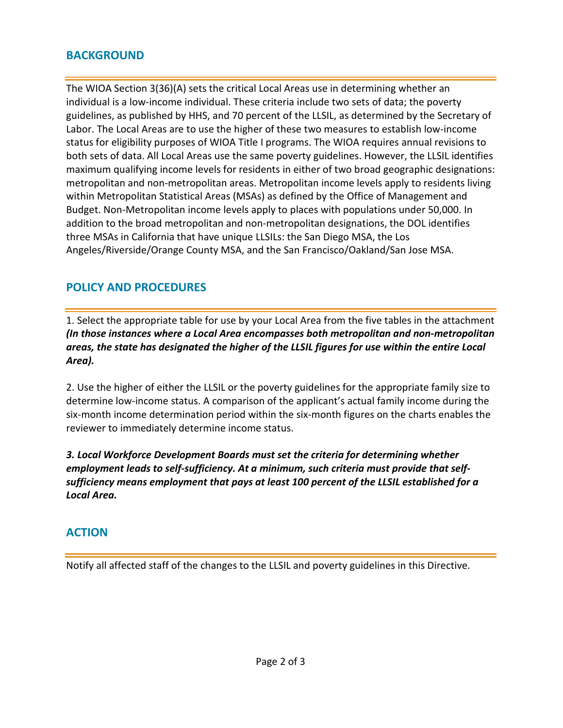## BACKGROUND

The WIOA Section 3(36)(A) sets the critical Local Areas use in determining whether an individual is a low-income individual. These criteria include two sets of data; the poverty guidelines, as published by HHS, and 70 percent of the LLSIL, as determined by the Secretary of Labor. The Local Areas are to use the higher of these two measures to establish low-income status for eligibility purposes of WIOA Title I programs. The WIOA requires annual revisions to both sets of data. All Local Areas use the same poverty guidelines. However, the LLSIL identifies maximum qualifying income levels for residents in either of two broad geographic designations: metropolitan and non-metropolitan areas. Metropolitan income levels apply to residents living within Metropolitan Statistical Areas (MSAs) as defined by the Office of Management and Budget. Non-Metropolitan income levels apply to places with populations under 50,000. In addition to the broad metropolitan and non-metropolitan designations, the DOL identifies three MSAs in California that have unique LLSILs: the San Diego MSA, the Los Angeles/Riverside/Orange County MSA, and the San Francisco/Oakland/San Jose MSA.

## POLICY AND PROCEDURES

1. Select the appropriate table for use by your Local Area from the five tables in the attachment ***(In those instances where a Local Area encompasses both metropolitan and non-metropolitan areas, the state has designated the higher of the LLSIL figures for use within the entire Local Area).***

2. Use the higher of either the LLSIL or the poverty guidelines for the appropriate family size to determine low-income status. A comparison of the applicant's actual family income during the six-month income determination period within the six-month figures on the charts enables the reviewer to immediately determine income status.

***3. Local Workforce Development Boards must set the criteria for determining whether employment leads to self-sufficiency. At a minimum, such criteria must provide that self-sufficiency means employment that pays at least 100 percent of the LLSIL established for a Local Area.***

## ACTION

Notify all affected staff of the changes to the LLSIL and poverty guidelines in this Directive.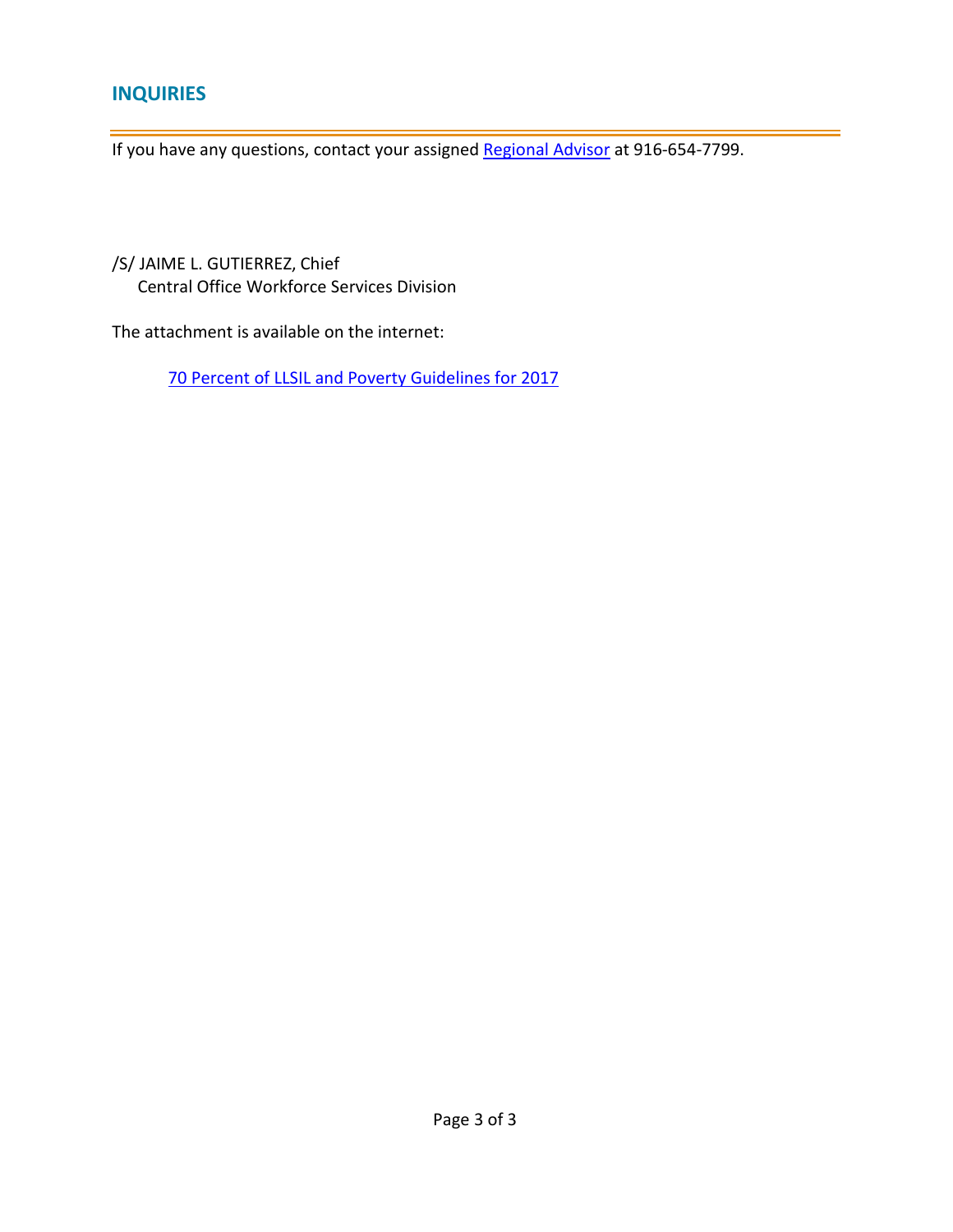## INQUIRIES

If you have any questions, contact your assigned Regional Advisor at 916-654-7799.

/S/ JAIME L. GUTIERREZ, Chief
Central Office Workforce Services Division

The attachment is available on the internet:

70 Percent of LLSIL and Poverty Guidelines for 2017